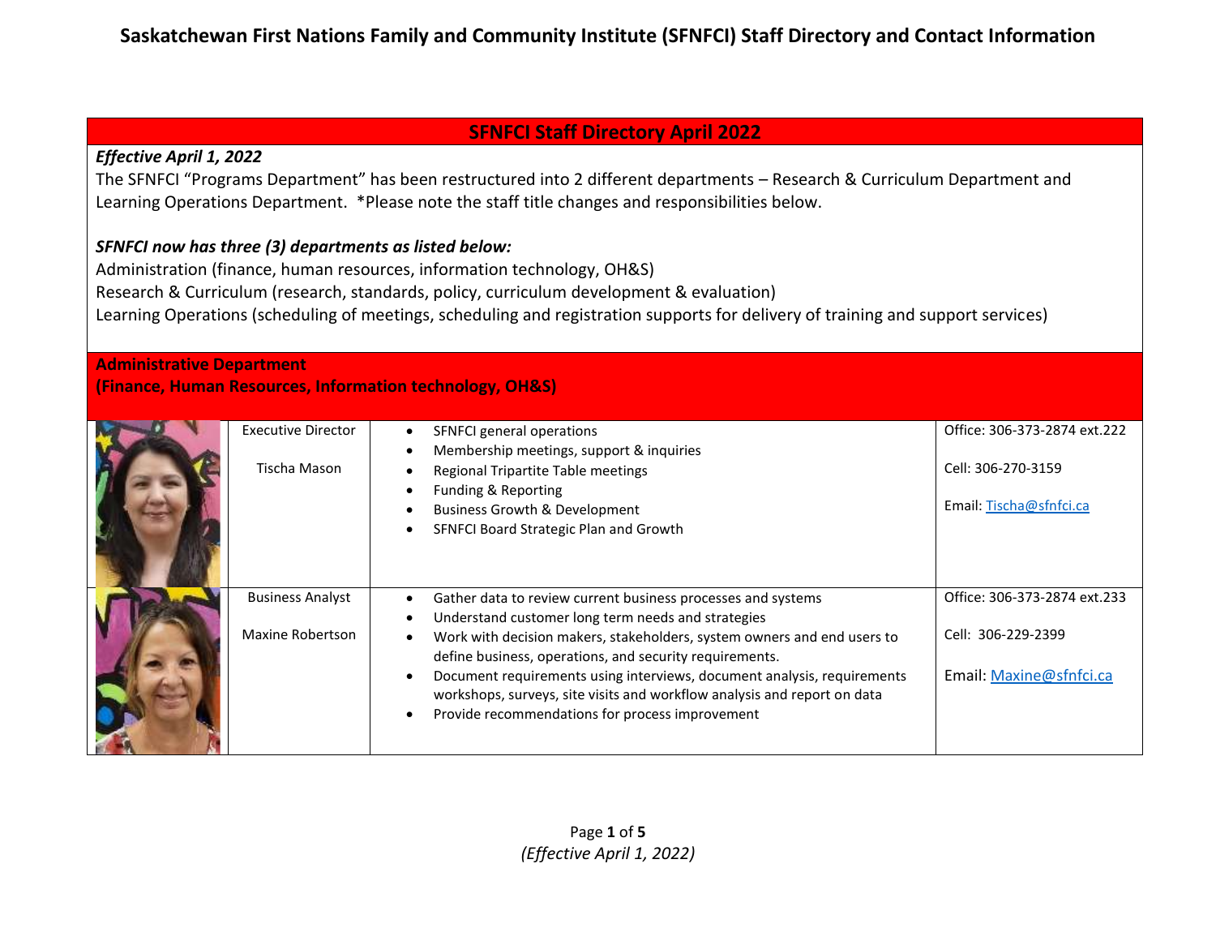# Saskatchewan First Nations Family and Community Institute (SFNFCI) Staff Directory and Contact Information

## SFNFCI Staff Directory April 2022

***Effective April 1, 2022***

The SFNFCI "Programs Department" has been restructured into 2 different departments – Research & Curriculum Department and Learning Operations Department. *Please note the staff title changes and responsibilities below.

***SFNFCI now has three (3) departments as listed below:***

Administration (finance, human resources, information technology, OH&S)
Research & Curriculum (research, standards, policy, curriculum development & evaluation)
Learning Operations (scheduling of meetings, scheduling and registration supports for delivery of training and support services)

### Administrative Department
**(Finance, Human Resources, Information technology, OH&S)**

| | Position / Name | Responsibilities | Contact |
|---|---|---|---|
| | Executive Director<br><br>Tischa Mason | • SFNFCI general operations<br>• Membership meetings, support & inquiries<br>• Regional Tripartite Table meetings<br>• Funding & Reporting<br>• Business Growth & Development<br>• SFNFCI Board Strategic Plan and Growth | Office: 306-373-2874 ext.222<br><br>Cell: 306-270-3159<br><br>Email: Tischa@sfnfci.ca |
| | Business Analyst<br><br>Maxine Robertson | • Gather data to review current business processes and systems<br>• Understand customer long term needs and strategies<br>• Work with decision makers, stakeholders, system owners and end users to define business, operations, and security requirements.<br>• Document requirements using interviews, document analysis, requirements workshops, surveys, site visits and workflow analysis and report on data<br>• Provide recommendations for process improvement | Office: 306-373-2874 ext.233<br><br>Cell: 306-229-2399<br><br>Email: Maxine@sfnfci.ca |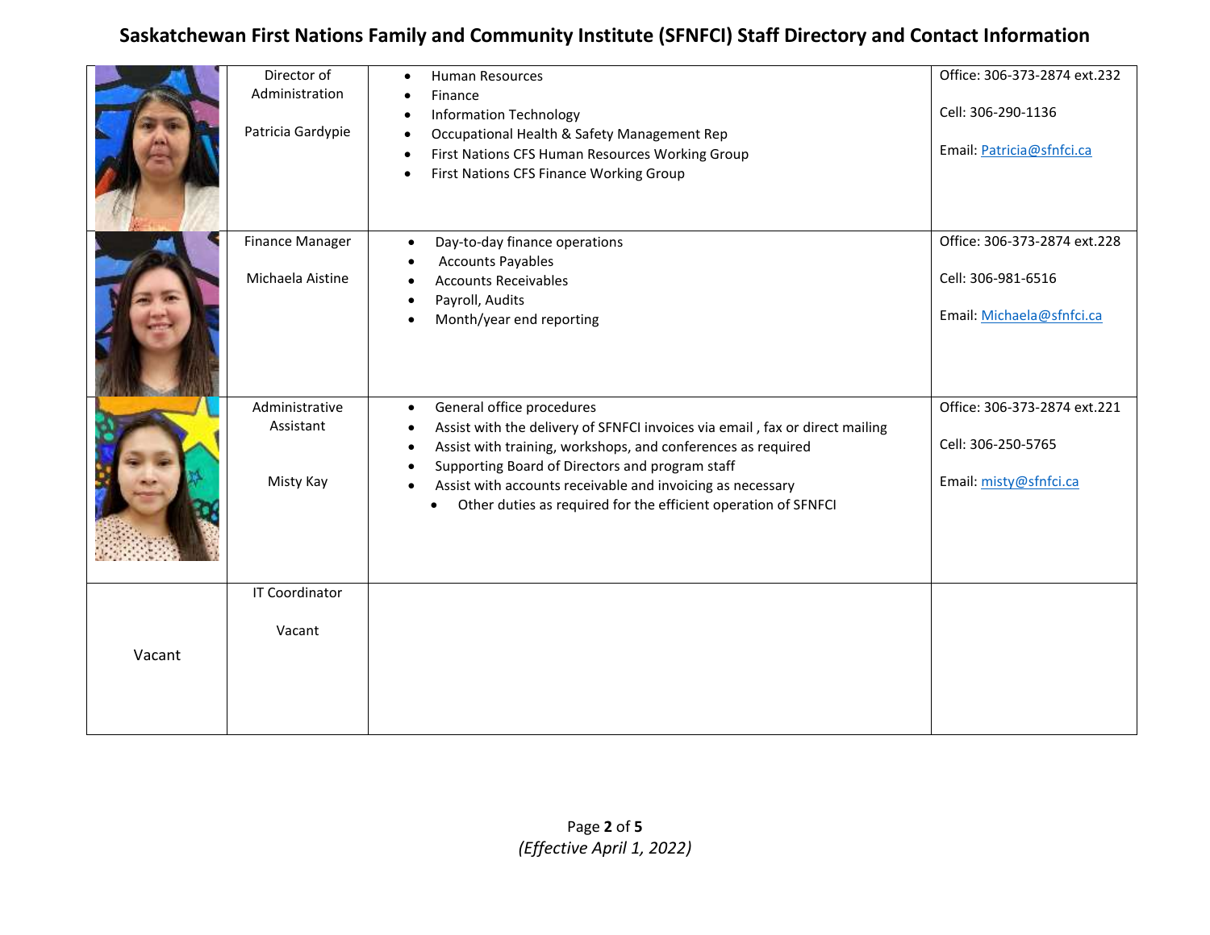# Saskatchewan First Nations Family and Community Institute (SFNFCI) Staff Directory and Contact Information

| | | | |
|---|---|---|---|
| | Director of Administration<br><br>Patricia Gardypie | • Human Resources<br>• Finance<br>• Information Technology<br>• Occupational Health & Safety Management Rep<br>• First Nations CFS Human Resources Working Group<br>• First Nations CFS Finance Working Group | Office: 306-373-2874 ext.232<br><br>Cell: 306-290-1136<br><br>Email: Patricia@sfnfci.ca |
| | Finance Manager<br><br>Michaela Aistine | • Day-to-day finance operations<br>• Accounts Payables<br>• Accounts Receivables<br>• Payroll, Audits<br>• Month/year end reporting | Office: 306-373-2874 ext.228<br><br>Cell: 306-981-6516<br><br>Email: Michaela@sfnfci.ca |
| | Administrative Assistant<br><br>Misty Kay | • General office procedures<br>• Assist with the delivery of SFNFCI invoices via email , fax or direct mailing<br>• Assist with training, workshops, and conferences as required<br>• Supporting Board of Directors and program staff<br>• Assist with accounts receivable and invoicing as necessary<br>• Other duties as required for the efficient operation of SFNFCI | Office: 306-373-2874 ext.221<br><br>Cell: 306-250-5765<br><br>Email: misty@sfnfci.ca |
| Vacant | IT Coordinator<br><br>Vacant | | |

*(Effective April 1, 2022)*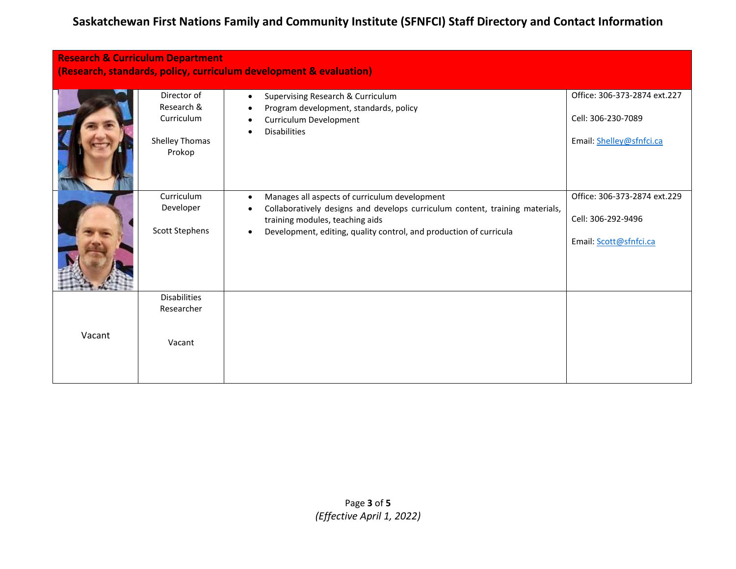# Saskatchewan First Nations Family and Community Institute (SFNFCI) Staff Directory and Contact Information

| **Research & Curriculum Department (Research, standards, policy, curriculum development & evaluation)** | | | |
|---|---|---|---|
| | Director of Research & Curriculum<br><br>Shelley Thomas Prokop | • Supervising Research & Curriculum<br>• Program development, standards, policy<br>• Curriculum Development<br>• Disabilities | Office: 306-373-2874 ext.227<br><br>Cell: 306-230-7089<br><br>Email: Shelley@sfnfci.ca |
| | Curriculum Developer<br><br>Scott Stephens | • Manages all aspects of curriculum development<br>• Collaboratively designs and develops curriculum content, training materials, training modules, teaching aids<br>• Development, editing, quality control, and production of curricula | Office: 306-373-2874 ext.229<br><br>Cell: 306-292-9496<br><br>Email: Scott@sfnfci.ca |
| Vacant | Disabilities Researcher<br><br>Vacant | | |

*(Effective April 1, 2022)*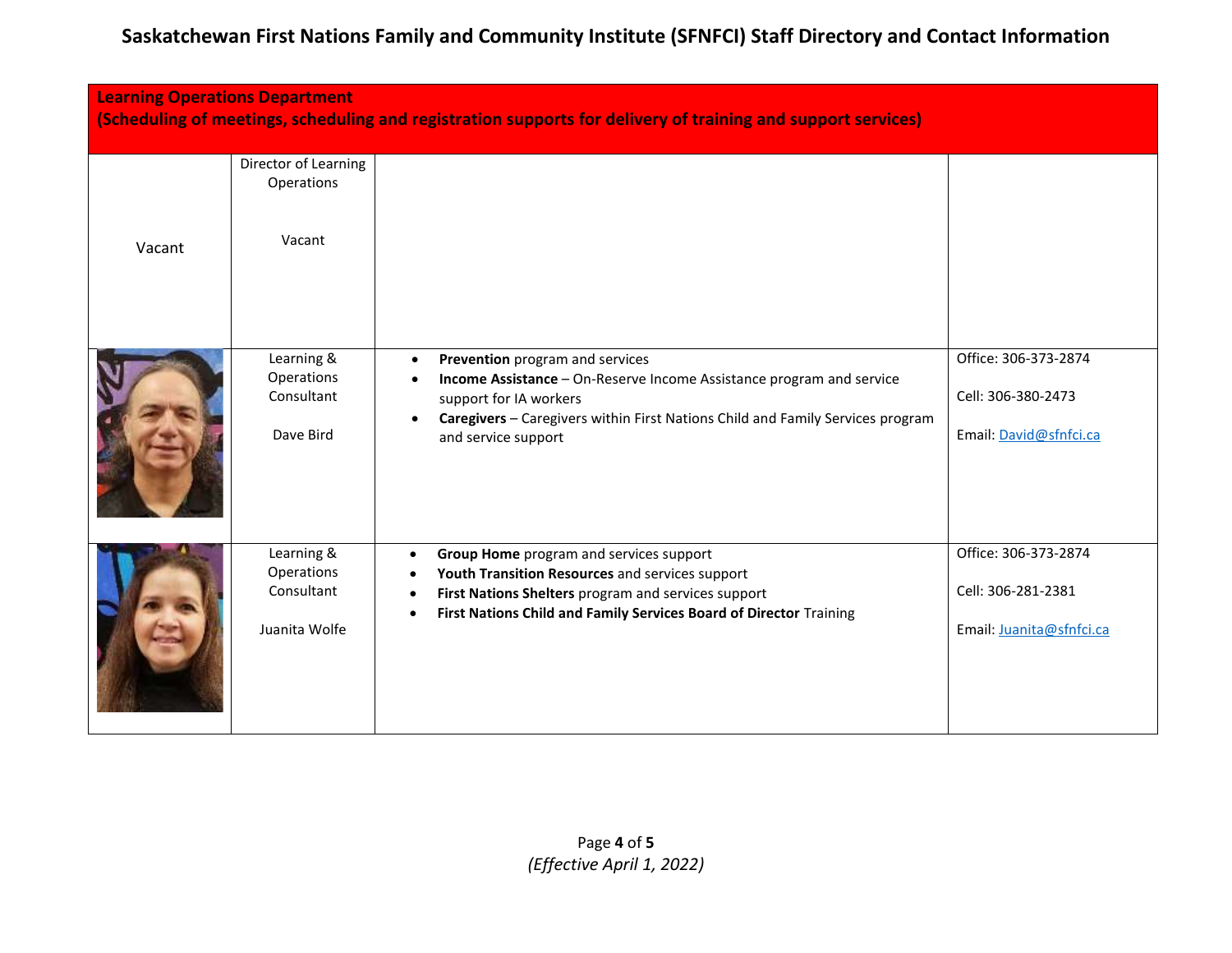# Saskatchewan First Nations Family and Community Institute (SFNFCI) Staff Directory and Contact Information

| **Learning Operations Department (Scheduling of meetings, scheduling and registration supports for delivery of training and support services)** | | | |
|---|---|---|---|
| Vacant | Director of Learning Operations<br><br>Vacant | | |
| | Learning & Operations Consultant<br><br>Dave Bird | • **Prevention** program and services<br>• **Income Assistance** – On-Reserve Income Assistance program and service support for IA workers<br>• **Caregivers** – Caregivers within First Nations Child and Family Services program and service support | Office: 306-373-2874<br><br>Cell: 306-380-2473<br><br>Email: David@sfnfci.ca |
| | Learning & Operations Consultant<br><br>Juanita Wolfe | • **Group Home** program and services support<br>• **Youth Transition Resources** and services support<br>• **First Nations Shelters** program and services support<br>• **First Nations Child and Family Services Board of Director** Training | Office: 306-373-2874<br><br>Cell: 306-281-2381<br><br>Email: Juanita@sfnfci.ca |

*(Effective April 1, 2022)*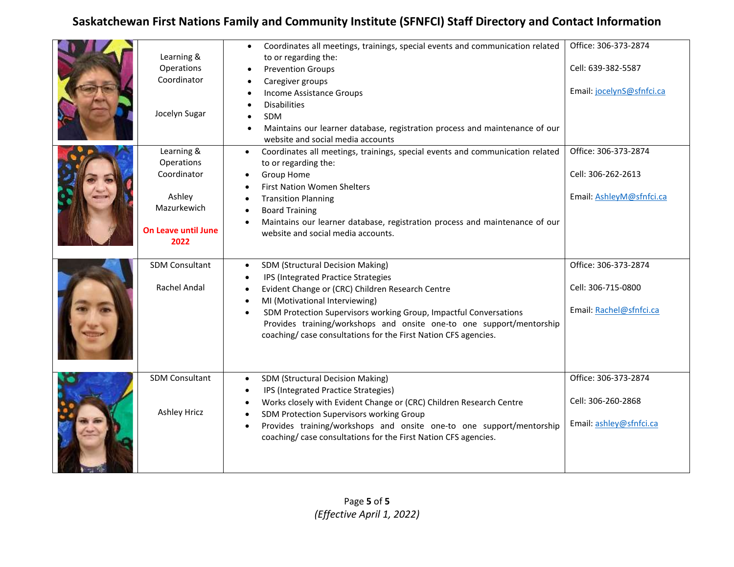# Saskatchewan First Nations Family and Community Institute (SFNFCI) Staff Directory and Contact Information

| | | | |
|---|---|---|---|
| | Learning & Operations Coordinator<br><br>Jocelyn Sugar | • Coordinates all meetings, trainings, special events and communication related to or regarding the:<br>• Prevention Groups<br>• Caregiver groups<br>• Income Assistance Groups<br>• Disabilities<br>• SDM<br>• Maintains our learner database, registration process and maintenance of our website and social media accounts | Office: 306-373-2874<br><br>Cell: 639-382-5587<br><br>Email: jocelynS@sfnfci.ca |
| | Learning & Operations Coordinator<br><br>Ashley Mazurkewich<br><br>**On Leave until June 2022** | • Coordinates all meetings, trainings, special events and communication related to or regarding the:<br>• Group Home<br>• First Nation Women Shelters<br>• Transition Planning<br>• Board Training<br>• Maintains our learner database, registration process and maintenance of our website and social media accounts. | Office: 306-373-2874<br><br>Cell: 306-262-2613<br><br>Email: AshleyM@sfnfci.ca |
| | SDM Consultant<br><br>Rachel Andal | • SDM (Structural Decision Making)<br>• IPS (Integrated Practice Strategies<br>• Evident Change or (CRC) Children Research Centre<br>• MI (Motivational Interviewing)<br>• SDM Protection Supervisors working Group, Impactful Conversations Provides training/workshops and onsite one-to one support/mentorship coaching/ case consultations for the First Nation CFS agencies. | Office: 306-373-2874<br><br>Cell: 306-715-0800<br><br>Email: Rachel@sfnfci.ca |
| | SDM Consultant<br><br>Ashley Hricz | • SDM (Structural Decision Making)<br>• IPS (Integrated Practice Strategies)<br>• Works closely with Evident Change or (CRC) Children Research Centre<br>• SDM Protection Supervisors working Group<br>• Provides training/workshops and onsite one-to one support/mentorship coaching/ case consultations for the First Nation CFS agencies. | Office: 306-373-2874<br><br>Cell: 306-260-2868<br><br>Email: ashley@sfnfci.ca |

*(Effective April 1, 2022)*